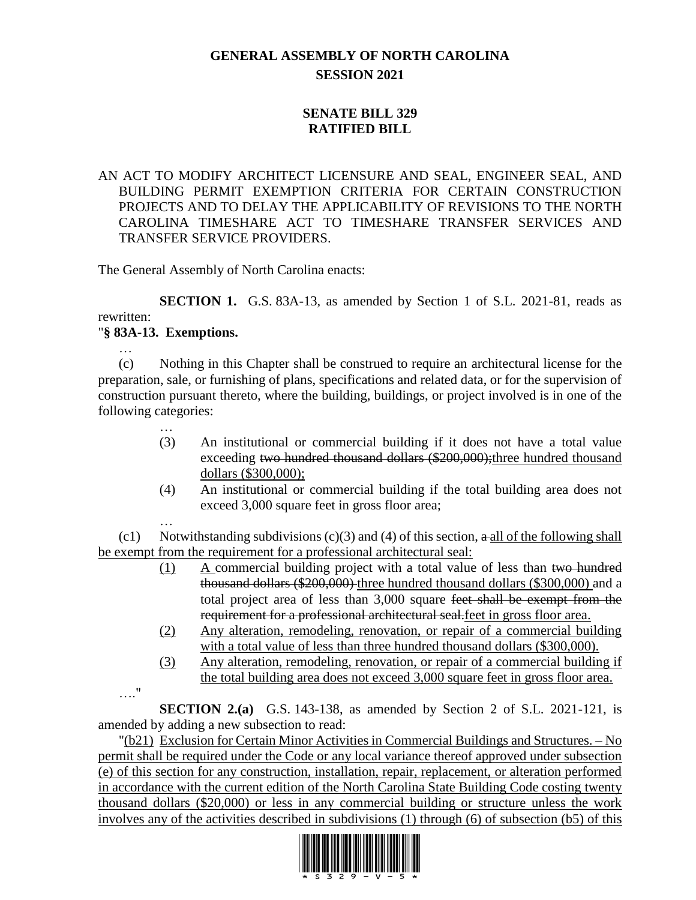# GENERAL ASSEMBLY OF NORTH CAROLINA
## SESSION 2021

## SENATE BILL 329
## RATIFIED BILL

AN ACT TO MODIFY ARCHITECT LICENSURE AND SEAL, ENGINEER SEAL, AND BUILDING PERMIT EXEMPTION CRITERIA FOR CERTAIN CONSTRUCTION PROJECTS AND TO DELAY THE APPLICABILITY OF REVISIONS TO THE NORTH CAROLINA TIMESHARE ACT TO TIMESHARE TRANSFER SERVICES AND TRANSFER SERVICE PROVIDERS.

The General Assembly of North Carolina enacts:

**SECTION 1.** G.S. 83A-13, as amended by Section 1 of S.L. 2021-81, reads as rewritten:

"**§ 83A-13. Exemptions.**

…

(c) Nothing in this Chapter shall be construed to require an architectural license for the preparation, sale, or furnishing of plans, specifications and related data, or for the supervision of construction pursuant thereto, where the building, buildings, or project involved is in one of the following categories:

…

(3) An institutional or commercial building if it does not have a total value exceeding ~~two hundred thousand dollars ($200,000);~~three hundred thousand dollars ($300,000);

(4) An institutional or commercial building if the total building area does not exceed 3,000 square feet in gross floor area;

…

(c1) Notwithstanding subdivisions (c)(3) and (4) of this section, ~~a~~ all of the following shall be exempt from the requirement for a professional architectural seal:

(1) A commercial building project with a total value of less than ~~two hundred thousand dollars ($200,000)~~ three hundred thousand dollars ($300,000) and a total project area of less than 3,000 square ~~feet shall be exempt from the requirement for a professional architectural seal.~~feet in gross floor area.

(2) Any alteration, remodeling, renovation, or repair of a commercial building with a total value of less than three hundred thousand dollars ($300,000).

(3) Any alteration, remodeling, renovation, or repair of a commercial building if the total building area does not exceed 3,000 square feet in gross floor area.

…."

**SECTION 2.(a)** G.S. 143-138, as amended by Section 2 of S.L. 2021-121, is amended by adding a new subsection to read:

"(b21) Exclusion for Certain Minor Activities in Commercial Buildings and Structures. – No permit shall be required under the Code or any local variance thereof approved under subsection (e) of this section for any construction, installation, repair, replacement, or alteration performed in accordance with the current edition of the North Carolina State Building Code costing twenty thousand dollars ($20,000) or less in any commercial building or structure unless the work involves any of the activities described in subdivisions (1) through (6) of subsection (b5) of this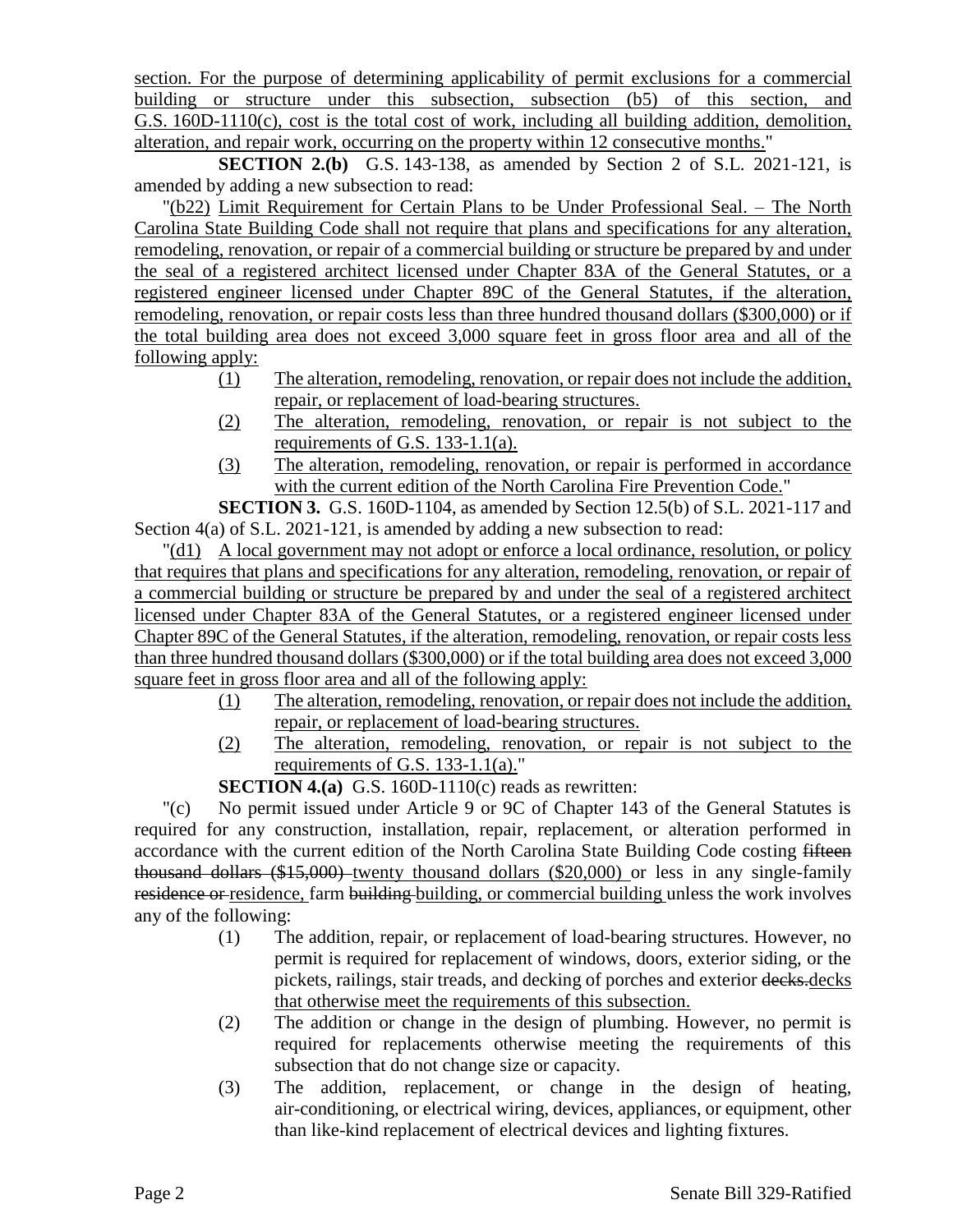section. For the purpose of determining applicability of permit exclusions for a commercial building or structure under this subsection, subsection (b5) of this section, and G.S. 160D-1110(c), cost is the total cost of work, including all building addition, demolition, alteration, and repair work, occurring on the property within 12 consecutive months."

**SECTION 2.(b)** G.S. 143-138, as amended by Section 2 of S.L. 2021-121, is amended by adding a new subsection to read:

"(b22) Limit Requirement for Certain Plans to be Under Professional Seal. – The North Carolina State Building Code shall not require that plans and specifications for any alteration, remodeling, renovation, or repair of a commercial building or structure be prepared by and under the seal of a registered architect licensed under Chapter 83A of the General Statutes, or a registered engineer licensed under Chapter 89C of the General Statutes, if the alteration, remodeling, renovation, or repair costs less than three hundred thousand dollars ($300,000) or if the total building area does not exceed 3,000 square feet in gross floor area and all of the following apply:

(1) The alteration, remodeling, renovation, or repair does not include the addition, repair, or replacement of load-bearing structures.

(2) The alteration, remodeling, renovation, or repair is not subject to the requirements of G.S. 133-1.1(a).

(3) The alteration, remodeling, renovation, or repair is performed in accordance with the current edition of the North Carolina Fire Prevention Code."

**SECTION 3.** G.S. 160D-1104, as amended by Section 12.5(b) of S.L. 2021-117 and Section 4(a) of S.L. 2021-121, is amended by adding a new subsection to read:

"(d1) A local government may not adopt or enforce a local ordinance, resolution, or policy that requires that plans and specifications for any alteration, remodeling, renovation, or repair of a commercial building or structure be prepared by and under the seal of a registered architect licensed under Chapter 83A of the General Statutes, or a registered engineer licensed under Chapter 89C of the General Statutes, if the alteration, remodeling, renovation, or repair costs less than three hundred thousand dollars ($300,000) or if the total building area does not exceed 3,000 square feet in gross floor area and all of the following apply:

(1) The alteration, remodeling, renovation, or repair does not include the addition, repair, or replacement of load-bearing structures.

(2) The alteration, remodeling, renovation, or repair is not subject to the requirements of G.S. 133-1.1(a)."

**SECTION 4.(a)** G.S. 160D-1110(c) reads as rewritten:

"(c) No permit issued under Article 9 or 9C of Chapter 143 of the General Statutes is required for any construction, installation, repair, replacement, or alteration performed in accordance with the current edition of the North Carolina State Building Code costing ~~fifteen thousand dollars ($15,000)~~ twenty thousand dollars ($20,000) or less in any single-family ~~residence or~~ residence, farm ~~building~~ building, or commercial building unless the work involves any of the following:

(1) The addition, repair, or replacement of load-bearing structures. However, no permit is required for replacement of windows, doors, exterior siding, or the pickets, railings, stair treads, and decking of porches and exterior ~~decks.~~ decks that otherwise meet the requirements of this subsection.

(2) The addition or change in the design of plumbing. However, no permit is required for replacements otherwise meeting the requirements of this subsection that do not change size or capacity.

(3) The addition, replacement, or change in the design of heating, air-conditioning, or electrical wiring, devices, appliances, or equipment, other than like-kind replacement of electrical devices and lighting fixtures.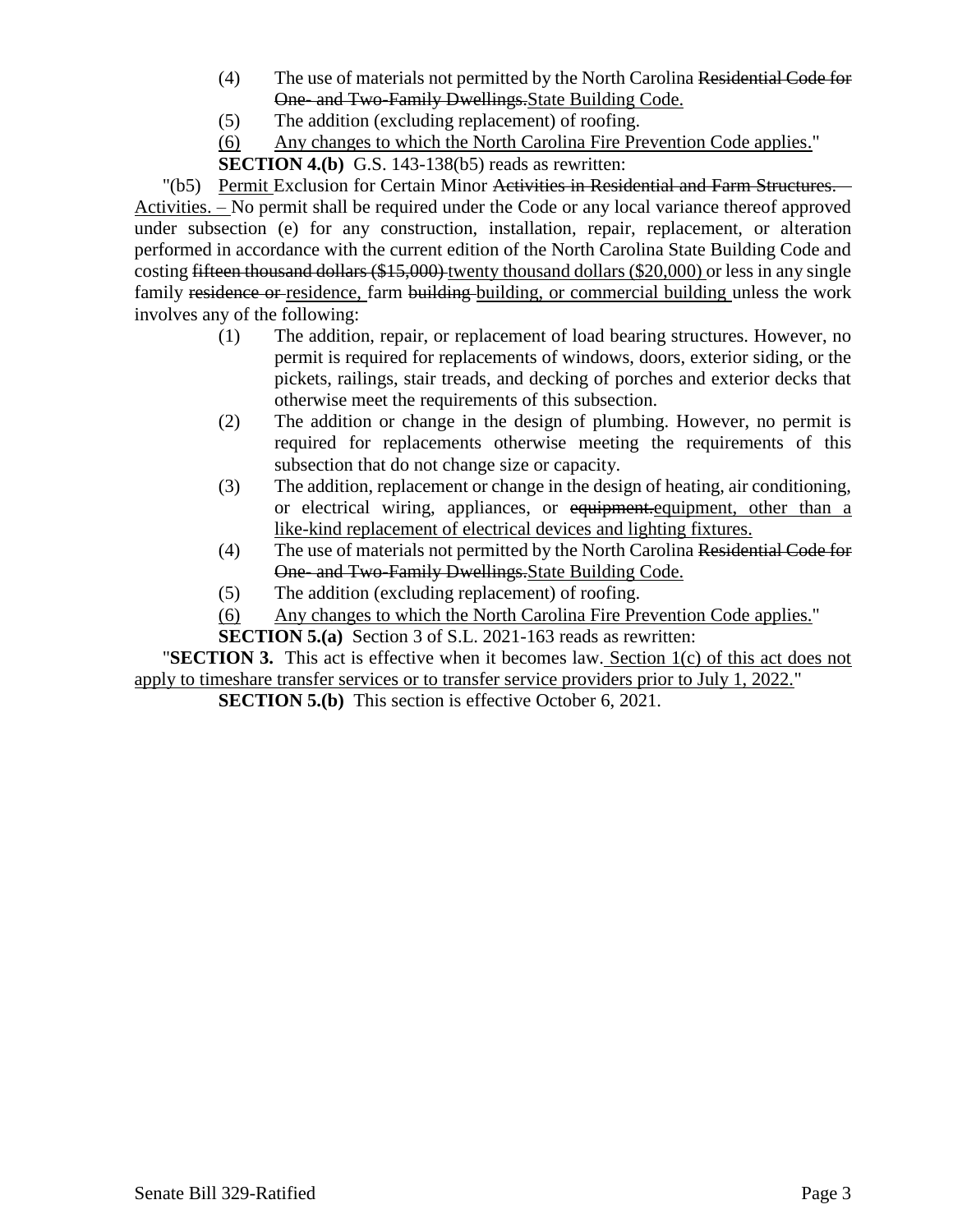(4) The use of materials not permitted by the North Carolina ~~Residential Code for One- and Two-Family Dwellings.~~<u>State Building Code.</u>

(5) The addition (excluding replacement) of roofing.

<u>(6) Any changes to which the North Carolina Fire Prevention Code applies.</u>"

**SECTION 4.(b)** G.S. 143-138(b5) reads as rewritten:

"(b5) <u>Permit</u> Exclusion for Certain Minor ~~Activities in Residential and Farm Structures. –~~ <u>Activities. –</u> No permit shall be required under the Code or any local variance thereof approved under subsection (e) for any construction, installation, repair, replacement, or alteration performed in accordance with the current edition of the North Carolina State Building Code and costing ~~fifteen thousand dollars ($15,000)~~ <u>twenty thousand dollars ($20,000)</u> or less in any single family ~~residence or~~ <u>residence,</u> farm ~~building~~ <u>building, or commercial building</u> unless the work involves any of the following:

(1) The addition, repair, or replacement of load bearing structures. However, no permit is required for replacements of windows, doors, exterior siding, or the pickets, railings, stair treads, and decking of porches and exterior decks that otherwise meet the requirements of this subsection.

(2) The addition or change in the design of plumbing. However, no permit is required for replacements otherwise meeting the requirements of this subsection that do not change size or capacity.

(3) The addition, replacement or change in the design of heating, air conditioning, or electrical wiring, appliances, or ~~equipment.~~<u>equipment, other than a like-kind replacement of electrical devices and lighting fixtures.</u>

(4) The use of materials not permitted by the North Carolina ~~Residential Code for One- and Two-Family Dwellings.~~<u>State Building Code.</u>

(5) The addition (excluding replacement) of roofing.

<u>(6) Any changes to which the North Carolina Fire Prevention Code applies.</u>"

**SECTION 5.(a)** Section 3 of S.L. 2021-163 reads as rewritten:

"**SECTION 3.** This act is effective when it becomes law. <u>Section 1(c) of this act does not apply to timeshare transfer services or to transfer service providers prior to July 1, 2022.</u>"

**SECTION 5.(b)** This section is effective October 6, 2021.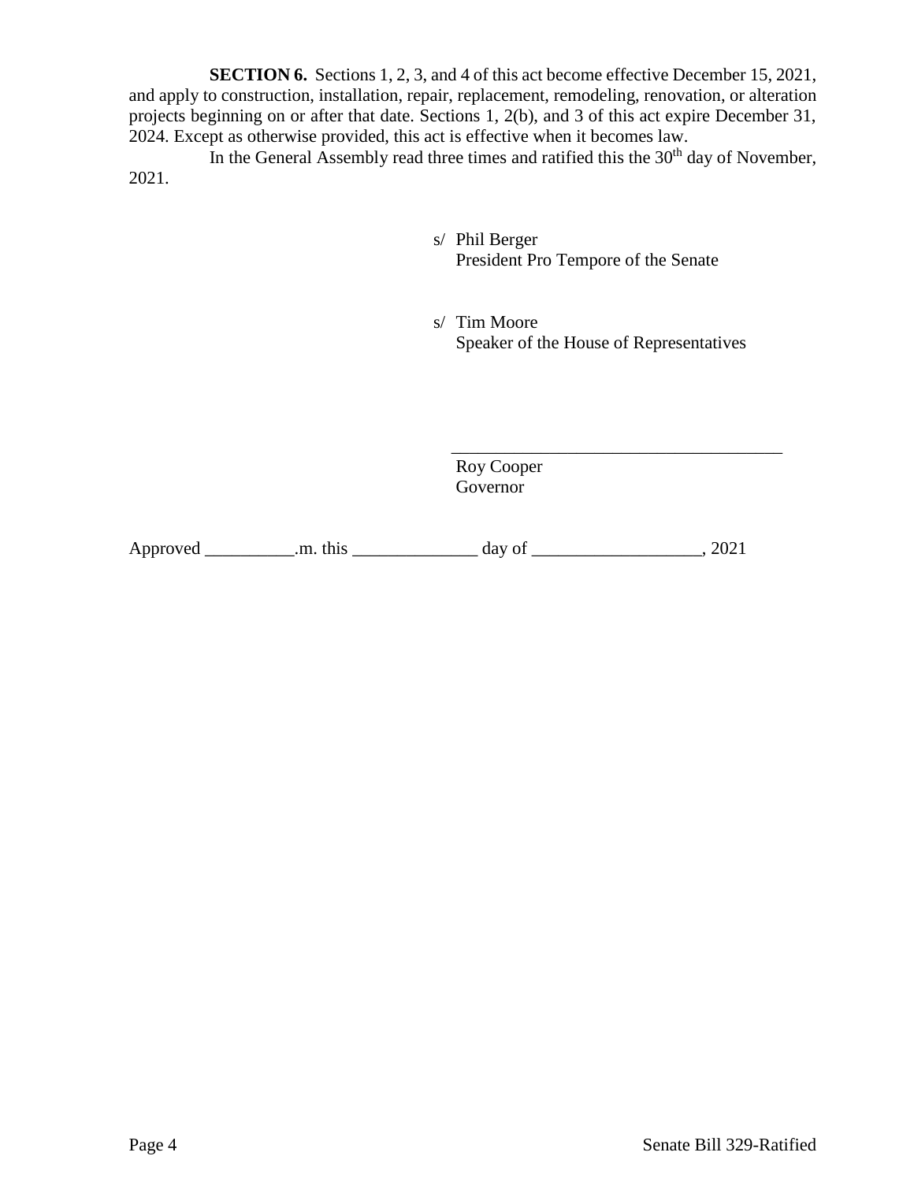**SECTION 6.** Sections 1, 2, 3, and 4 of this act become effective December 15, 2021, and apply to construction, installation, repair, replacement, remodeling, renovation, or alteration projects beginning on or after that date. Sections 1, 2(b), and 3 of this act expire December 31, 2024. Except as otherwise provided, this act is effective when it becomes law.

In the General Assembly read three times and ratified this the 30th day of November, 2021.

s/ Phil Berger
President Pro Tempore of the Senate

s/ Tim Moore
Speaker of the House of Representatives

\_\_\_\_\_\_\_\_\_\_\_\_\_\_\_\_\_\_\_\_\_\_\_\_\_\_\_\_\_\_\_\_\_\_\_\_\_\_
Roy Cooper
Governor

Approved \_\_\_\_\_\_\_\_\_\_.m. this \_\_\_\_\_\_\_\_\_\_\_\_\_\_ day of \_\_\_\_\_\_\_\_\_\_\_\_\_\_\_\_\_\_\_, 2021